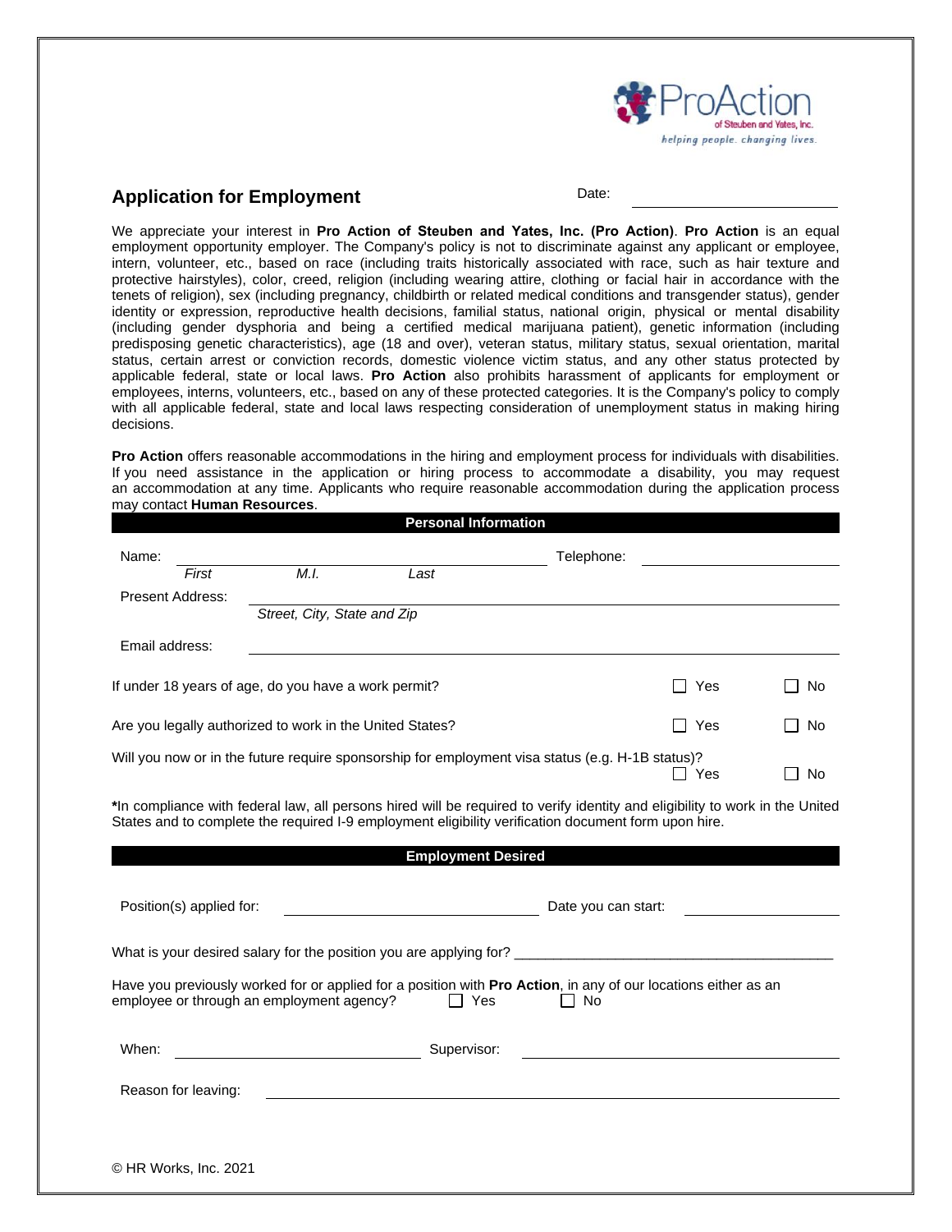ProAction of Steuben and Yates, Inc.
*helping people. changing lives.*

## Application for Employment

Date: ______________________

We appreciate your interest in **Pro Action of Steuben and Yates, Inc. (Pro Action)**. **Pro Action** is an equal employment opportunity employer. The Company's policy is not to discriminate against any applicant or employee, intern, volunteer, etc., based on race (including traits historically associated with race, such as hair texture and protective hairstyles), color, creed, religion (including wearing attire, clothing or facial hair in accordance with the tenets of religion), sex (including pregnancy, childbirth or related medical conditions and transgender status), gender identity or expression, reproductive health decisions, familial status, national origin, physical or mental disability (including gender dysphoria and being a certified medical marijuana patient), genetic information (including predisposing genetic characteristics), age (18 and over), veteran status, military status, sexual orientation, marital status, certain arrest or conviction records, domestic violence victim status, and any other status protected by applicable federal, state or local laws. **Pro Action** also prohibits harassment of applicants for employment or employees, interns, volunteers, etc., based on any of these protected categories. It is the Company's policy to comply with all applicable federal, state and local laws respecting consideration of unemployment status in making hiring decisions.

**Pro Action** offers reasonable accommodations in the hiring and employment process for individuals with disabilities. If you need assistance in the application or hiring process to accommodate a disability, you may request an accommodation at any time. Applicants who require reasonable accommodation during the application process may contact **Human Resources**.

### Personal Information

Name: ______________________________ Telephone: ______________________
*First* *M.I.* *Last*

Present Address: ______________________________
*Street, City, State and Zip*

Email address: ______________________________

If under 18 years of age, do you have a work permit? ☐ Yes ☐ No

Are you legally authorized to work in the United States? ☐ Yes ☐ No

Will you now or in the future require sponsorship for employment visa status (e.g. H-1B status)? ☐ Yes ☐ No

*In compliance with federal law, all persons hired will be required to verify identity and eligibility to work in the United States and to complete the required I-9 employment eligibility verification document form upon hire.

### Employment Desired

Position(s) applied for: ______________________ Date you can start: ______________________

What is your desired salary for the position you are applying for? ________________________________________

Have you previously worked for or applied for a position with **Pro Action**, in any of our locations either as an employee or through an employment agency? ☐ Yes ☐ No

When: ______________________ Supervisor: ______________________

Reason for leaving: ______________________________

© HR Works, Inc. 2021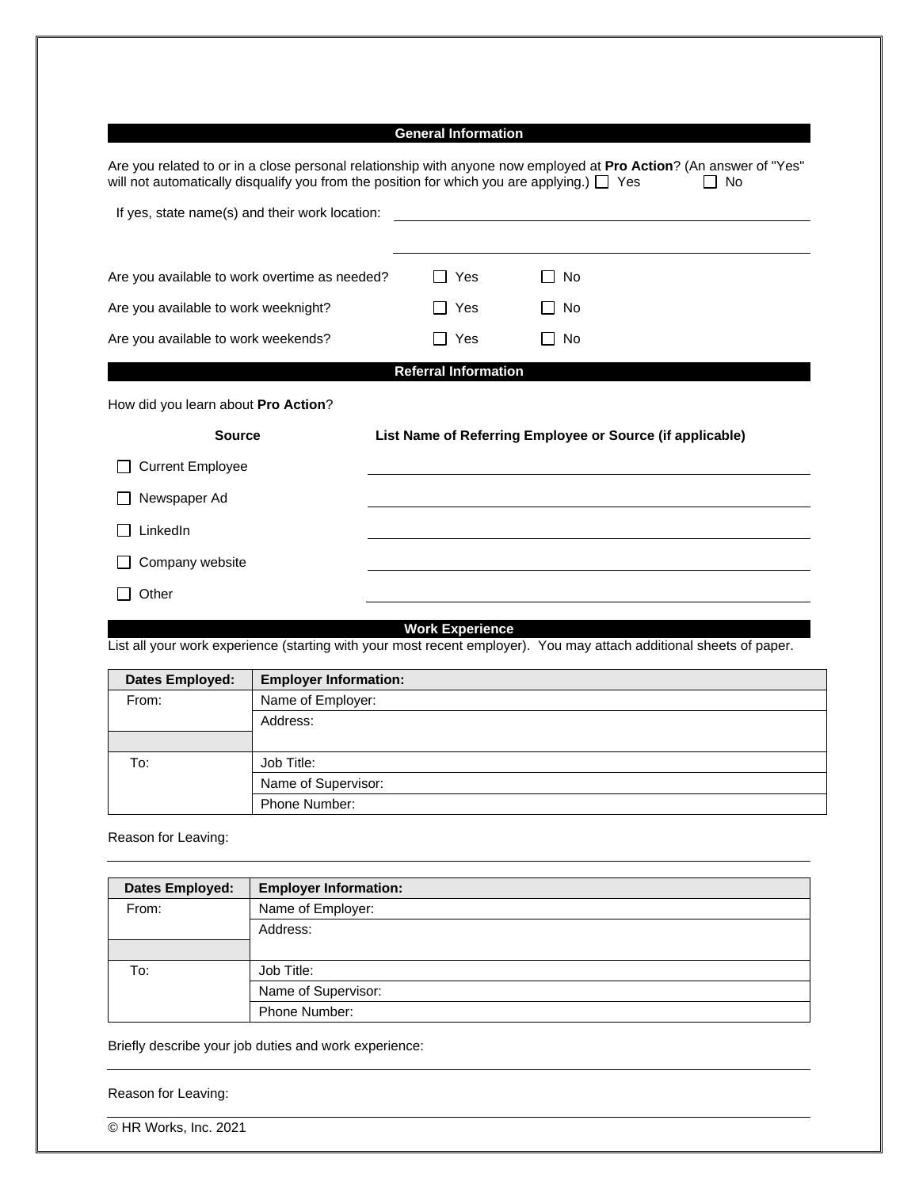## General Information

Are you related to or in a close personal relationship with anyone now employed at **Pro Action**? (An answer of "Yes" will not automatically disqualify you from the position for which you are applying.) ☐ Yes ☐ No

If yes, state name(s) and their work location: ______________________________

______________________________

Are you available to work overtime as needed? ☐ Yes ☐ No

Are you available to work weeknight? ☐ Yes ☐ No

Are you available to work weekends? ☐ Yes ☐ No

## Referral Information

How did you learn about **Pro Action**?

| Source | List Name of Referring Employee or Source (if applicable) |
|---|---|
| ☐ Current Employee | |
| ☐ Newspaper Ad | |
| ☐ LinkedIn | |
| ☐ Company website | |
| ☐ Other | |

## Work Experience

List all your work experience (starting with your most recent employer). You may attach additional sheets of paper.

| Dates Employed: | Employer Information: |
|---|---|
| From: | Name of Employer: |
| | Address: |
| To: | Job Title: |
| | Name of Supervisor: |
| | Phone Number: |

Reason for Leaving: ______________________________

| Dates Employed: | Employer Information: |
|---|---|
| From: | Name of Employer: |
| | Address: |
| To: | Job Title: |
| | Name of Supervisor: |
| | Phone Number: |

Briefly describe your job duties and work experience: ______________________________

Reason for Leaving: ______________________________

© HR Works, Inc. 2021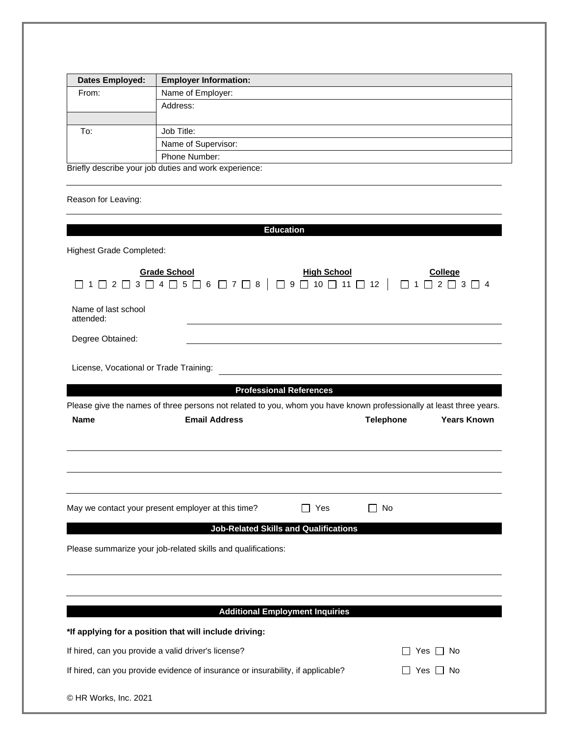| Dates Employed: | Employer Information: |
| --- | --- |
| From: | Name of Employer: |
| | Address: |
| To: | Job Title: |
| | Name of Supervisor: |
| | Phone Number: |

Briefly describe your job duties and work experience:

Reason for Leaving:

## Education

Highest Grade Completed:

| Grade School | High School | College |
| --- | --- | --- |
| ☐ 1 ☐ 2 ☐ 3 ☐ 4 ☐ 5 ☐ 6 ☐ 7 ☐ 8 | ☐ 9 ☐ 10 ☐ 11 ☐ 12 | ☐ 1 ☐ 2 ☐ 3 ☐ 4 |

Name of last school attended:

Degree Obtained:

License, Vocational or Trade Training:

## Professional References

Please give the names of three persons not related to you, whom you have known professionally at least three years.

| Name | Email Address | Telephone | Years Known |
| --- | --- | --- | --- |
| | | | |
| | | | |
| | | | |

May we contact your present employer at this time? ☐ Yes ☐ No

## Job-Related Skills and Qualifications

Please summarize your job-related skills and qualifications:

## Additional Employment Inquiries

**\*If applying for a position that will include driving:**

If hired, can you provide a valid driver's license? ☐ Yes ☐ No

If hired, can you provide evidence of insurance or insurability, if applicable? ☐ Yes ☐ No

© HR Works, Inc. 2021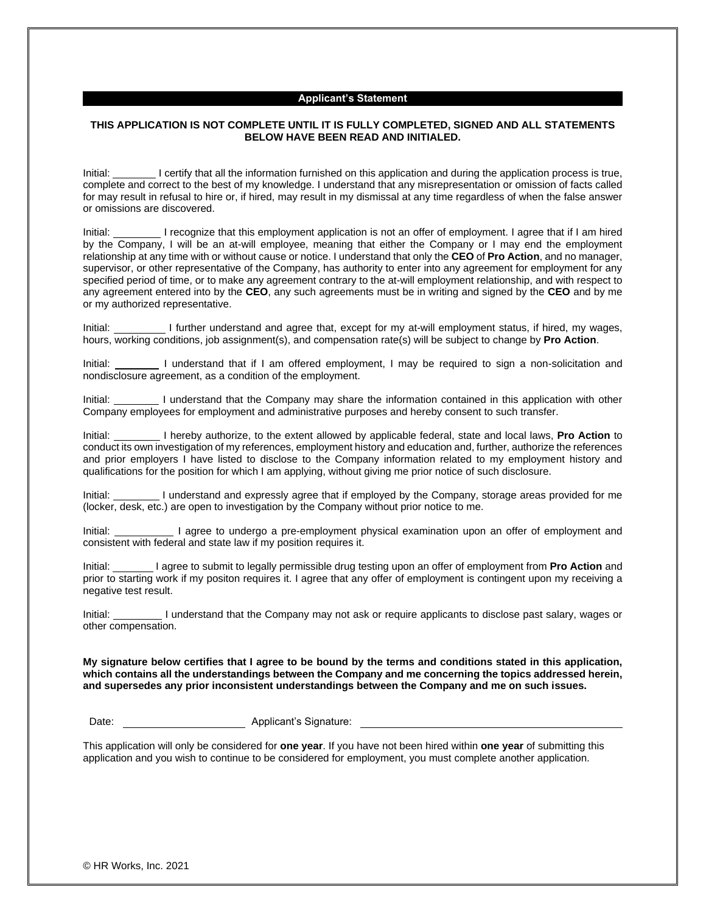## Applicant's Statement

**THIS APPLICATION IS NOT COMPLETE UNTIL IT IS FULLY COMPLETED, SIGNED AND ALL STATEMENTS BELOW HAVE BEEN READ AND INITIALED.**

Initial: ________ I certify that all the information furnished on this application and during the application process is true, complete and correct to the best of my knowledge. I understand that any misrepresentation or omission of facts called for may result in refusal to hire or, if hired, may result in my dismissal at any time regardless of when the false answer or omissions are discovered.

Initial: ________ I recognize that this employment application is not an offer of employment. I agree that if I am hired by the Company, I will be an at-will employee, meaning that either the Company or I may end the employment relationship at any time with or without cause or notice. I understand that only the **CEO** of **Pro Action**, and no manager, supervisor, or other representative of the Company, has authority to enter into any agreement for employment for any specified period of time, or to make any agreement contrary to the at-will employment relationship, and with respect to any agreement entered into by the **CEO**, any such agreements must be in writing and signed by the **CEO** and by me or my authorized representative.

Initial: ________ I further understand and agree that, except for my at-will employment status, if hired, my wages, hours, working conditions, job assignment(s), and compensation rate(s) will be subject to change by **Pro Action**.

Initial: ________ I understand that if I am offered employment, I may be required to sign a non-solicitation and nondisclosure agreement, as a condition of the employment.

Initial: ________ I understand that the Company may share the information contained in this application with other Company employees for employment and administrative purposes and hereby consent to such transfer.

Initial: ________ I hereby authorize, to the extent allowed by applicable federal, state and local laws, **Pro Action** to conduct its own investigation of my references, employment history and education and, further, authorize the references and prior employers I have listed to disclose to the Company information related to my employment history and qualifications for the position for which I am applying, without giving me prior notice of such disclosure.

Initial: ________ I understand and expressly agree that if employed by the Company, storage areas provided for me (locker, desk, etc.) are open to investigation by the Company without prior notice to me.

Initial: ________ I agree to undergo a pre-employment physical examination upon an offer of employment and consistent with federal and state law if my position requires it.

Initial: ________ I agree to submit to legally permissible drug testing upon an offer of employment from **Pro Action** and prior to starting work if my positon requires it. I agree that any offer of employment is contingent upon my receiving a negative test result.

Initial: ________ I understand that the Company may not ask or require applicants to disclose past salary, wages or other compensation.

**My signature below certifies that I agree to be bound by the terms and conditions stated in this application, which contains all the understandings between the Company and me concerning the topics addressed herein, and supersedes any prior inconsistent understandings between the Company and me on such issues.**

Date: ____________________ Applicant's Signature: ____________________________________________

This application will only be considered for **one year**. If you have not been hired within **one year** of submitting this application and you wish to continue to be considered for employment, you must complete another application.

© HR Works, Inc. 2021